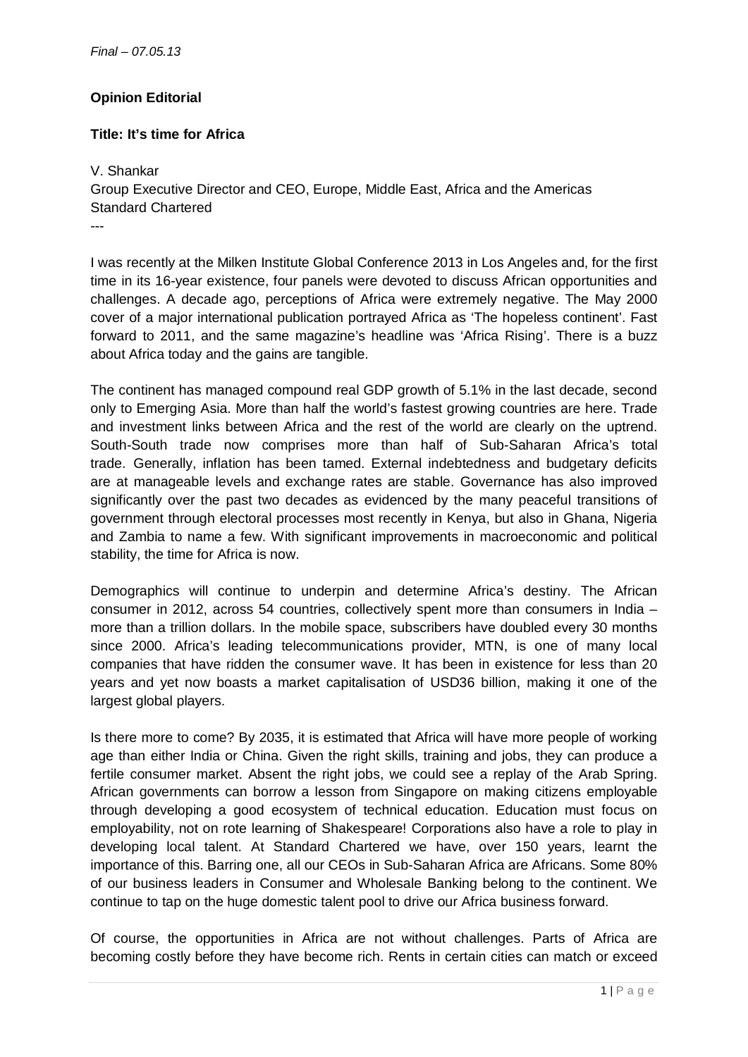*Final – 07.05.13*

**Opinion Editorial**

**Title: It's time for Africa**

V. Shankar
Group Executive Director and CEO, Europe, Middle East, Africa and the Americas
Standard Chartered

---

I was recently at the Milken Institute Global Conference 2013 in Los Angeles and, for the first time in its 16-year existence, four panels were devoted to discuss African opportunities and challenges. A decade ago, perceptions of Africa were extremely negative. The May 2000 cover of a major international publication portrayed Africa as 'The hopeless continent'. Fast forward to 2011, and the same magazine's headline was 'Africa Rising'. There is a buzz about Africa today and the gains are tangible.

The continent has managed compound real GDP growth of 5.1% in the last decade, second only to Emerging Asia. More than half the world's fastest growing countries are here. Trade and investment links between Africa and the rest of the world are clearly on the uptrend. South-South trade now comprises more than half of Sub-Saharan Africa's total trade. Generally, inflation has been tamed. External indebtedness and budgetary deficits are at manageable levels and exchange rates are stable. Governance has also improved significantly over the past two decades as evidenced by the many peaceful transitions of government through electoral processes most recently in Kenya, but also in Ghana, Nigeria and Zambia to name a few. With significant improvements in macroeconomic and political stability, the time for Africa is now.

Demographics will continue to underpin and determine Africa's destiny. The African consumer in 2012, across 54 countries, collectively spent more than consumers in India – more than a trillion dollars. In the mobile space, subscribers have doubled every 30 months since 2000. Africa's leading telecommunications provider, MTN, is one of many local companies that have ridden the consumer wave. It has been in existence for less than 20 years and yet now boasts a market capitalisation of USD36 billion, making it one of the largest global players.

Is there more to come? By 2035, it is estimated that Africa will have more people of working age than either India or China. Given the right skills, training and jobs, they can produce a fertile consumer market. Absent the right jobs, we could see a replay of the Arab Spring. African governments can borrow a lesson from Singapore on making citizens employable through developing a good ecosystem of technical education. Education must focus on employability, not on rote learning of Shakespeare! Corporations also have a role to play in developing local talent. At Standard Chartered we have, over 150 years, learnt the importance of this. Barring one, all our CEOs in Sub-Saharan Africa are Africans. Some 80% of our business leaders in Consumer and Wholesale Banking belong to the continent. We continue to tap on the huge domestic talent pool to drive our Africa business forward.

Of course, the opportunities in Africa are not without challenges. Parts of Africa are becoming costly before they have become rich. Rents in certain cities can match or exceed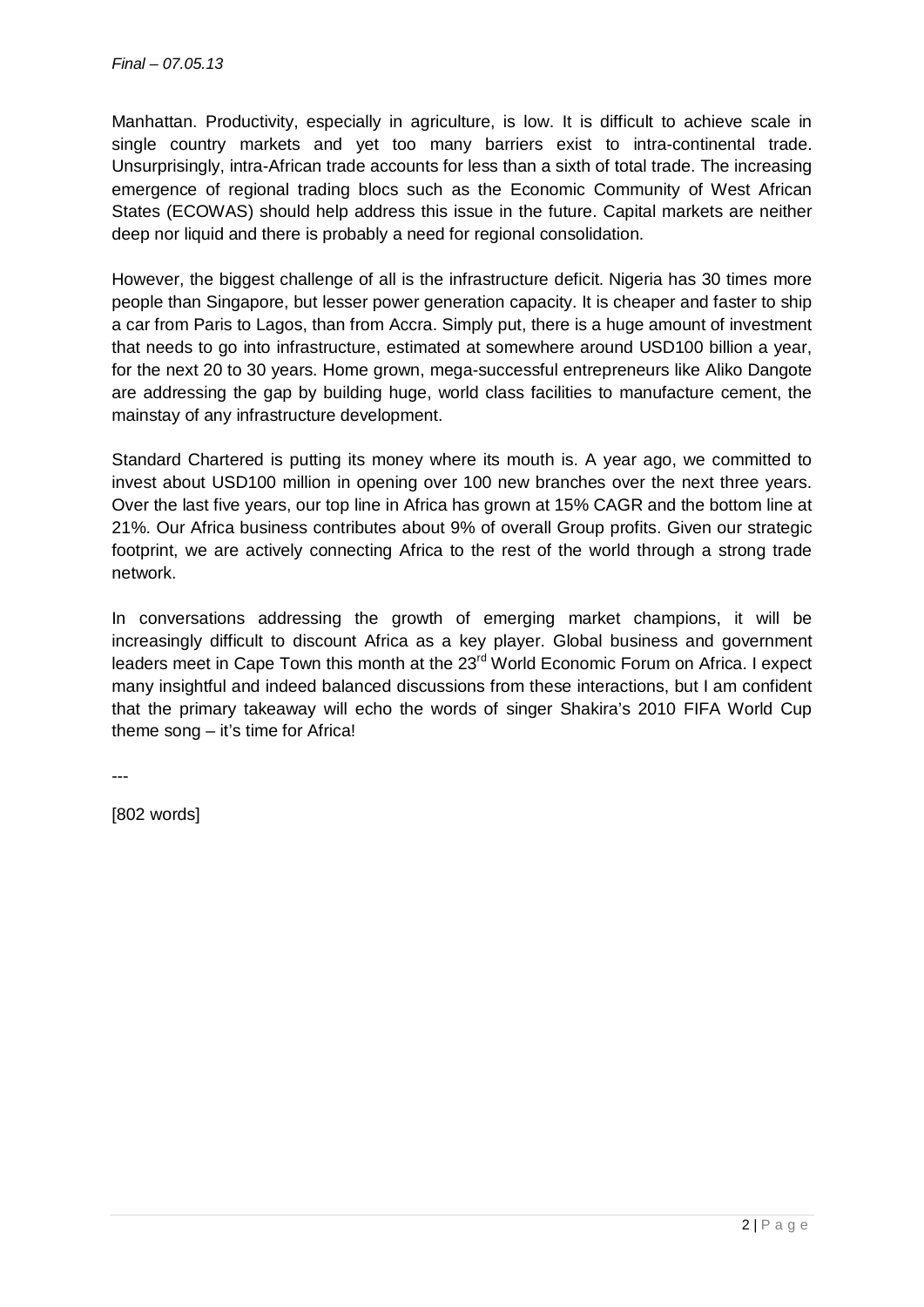Manhattan. Productivity, especially in agriculture, is low. It is difficult to achieve scale in single country markets and yet too many barriers exist to intra-continental trade. Unsurprisingly, intra-African trade accounts for less than a sixth of total trade. The increasing emergence of regional trading blocs such as the Economic Community of West African States (ECOWAS) should help address this issue in the future. Capital markets are neither deep nor liquid and there is probably a need for regional consolidation.

However, the biggest challenge of all is the infrastructure deficit. Nigeria has 30 times more people than Singapore, but lesser power generation capacity. It is cheaper and faster to ship a car from Paris to Lagos, than from Accra. Simply put, there is a huge amount of investment that needs to go into infrastructure, estimated at somewhere around USD100 billion a year, for the next 20 to 30 years. Home grown, mega-successful entrepreneurs like Aliko Dangote are addressing the gap by building huge, world class facilities to manufacture cement, the mainstay of any infrastructure development.

Standard Chartered is putting its money where its mouth is. A year ago, we committed to invest about USD100 million in opening over 100 new branches over the next three years. Over the last five years, our top line in Africa has grown at 15% CAGR and the bottom line at 21%. Our Africa business contributes about 9% of overall Group profits. Given our strategic footprint, we are actively connecting Africa to the rest of the world through a strong trade network.

In conversations addressing the growth of emerging market champions, it will be increasingly difficult to discount Africa as a key player. Global business and government leaders meet in Cape Town this month at the 23rd World Economic Forum on Africa. I expect many insightful and indeed balanced discussions from these interactions, but I am confident that the primary takeaway will echo the words of singer Shakira's 2010 FIFA World Cup theme song – it's time for Africa!

---

[802 words]